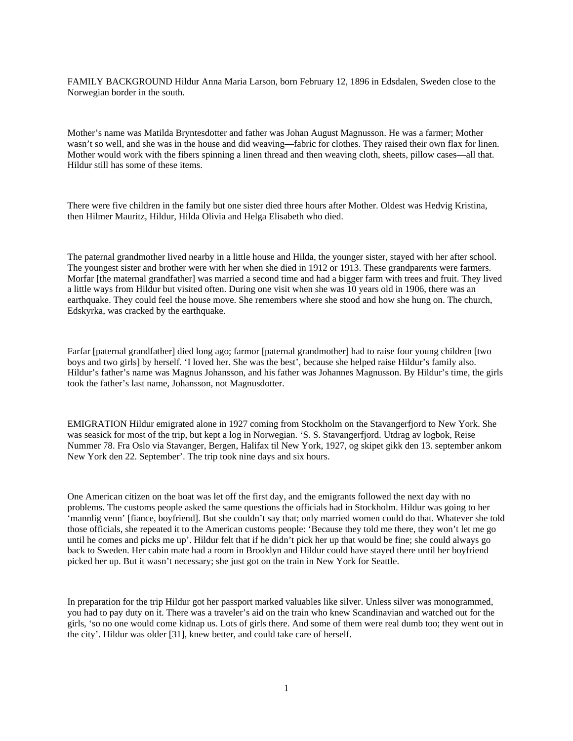FAMILY BACKGROUND Hildur Anna Maria Larson, born February 12, 1896 in Edsdalen, Sweden close to the Norwegian border in the south.

Mother's name was Matilda Bryntesdotter and father was Johan August Magnusson. He was a farmer; Mother wasn't so well, and she was in the house and did weaving—fabric for clothes. They raised their own flax for linen. Mother would work with the fibers spinning a linen thread and then weaving cloth, sheets, pillow cases—all that. Hildur still has some of these items.

There were five children in the family but one sister died three hours after Mother. Oldest was Hedvig Kristina, then Hilmer Mauritz, Hildur, Hilda Olivia and Helga Elisabeth who died.

The paternal grandmother lived nearby in a little house and Hilda, the younger sister, stayed with her after school. The youngest sister and brother were with her when she died in 1912 or 1913. These grandparents were farmers. Morfar [the maternal grandfather] was married a second time and had a bigger farm with trees and fruit. They lived a little ways from Hildur but visited often. During one visit when she was 10 years old in 1906, there was an earthquake. They could feel the house move. She remembers where she stood and how she hung on. The church, Edskyrka, was cracked by the earthquake.

Farfar [paternal grandfather] died long ago; farmor [paternal grandmother] had to raise four young children [two boys and two girls] by herself. 'I loved her. She was the best', because she helped raise Hildur's family also. Hildur's father's name was Magnus Johansson, and his father was Johannes Magnusson. By Hildur's time, the girls took the father's last name, Johansson, not Magnusdotter.

EMIGRATION Hildur emigrated alone in 1927 coming from Stockholm on the Stavangerfjord to New York. She was seasick for most of the trip, but kept a log in Norwegian. 'S. S. Stavangerfjord. Utdrag av logbok, Reise Nummer 78. Fra Oslo via Stavanger, Bergen, Halifax til New York, 1927, og skipet gikk den 13. september ankom New York den 22. September'. The trip took nine days and six hours.

One American citizen on the boat was let off the first day, and the emigrants followed the next day with no problems. The customs people asked the same questions the officials had in Stockholm. Hildur was going to her 'mannlig venn' [fiance, boyfriend]. But she couldn't say that; only married women could do that. Whatever she told those officials, she repeated it to the American customs people: 'Because they told me there, they won't let me go until he comes and picks me up'. Hildur felt that if he didn't pick her up that would be fine; she could always go back to Sweden. Her cabin mate had a room in Brooklyn and Hildur could have stayed there until her boyfriend picked her up. But it wasn't necessary; she just got on the train in New York for Seattle.

In preparation for the trip Hildur got her passport marked valuables like silver. Unless silver was monogrammed, you had to pay duty on it. There was a traveler's aid on the train who knew Scandinavian and watched out for the girls, 'so no one would come kidnap us. Lots of girls there. And some of them were real dumb too; they went out in the city'. Hildur was older [31], knew better, and could take care of herself.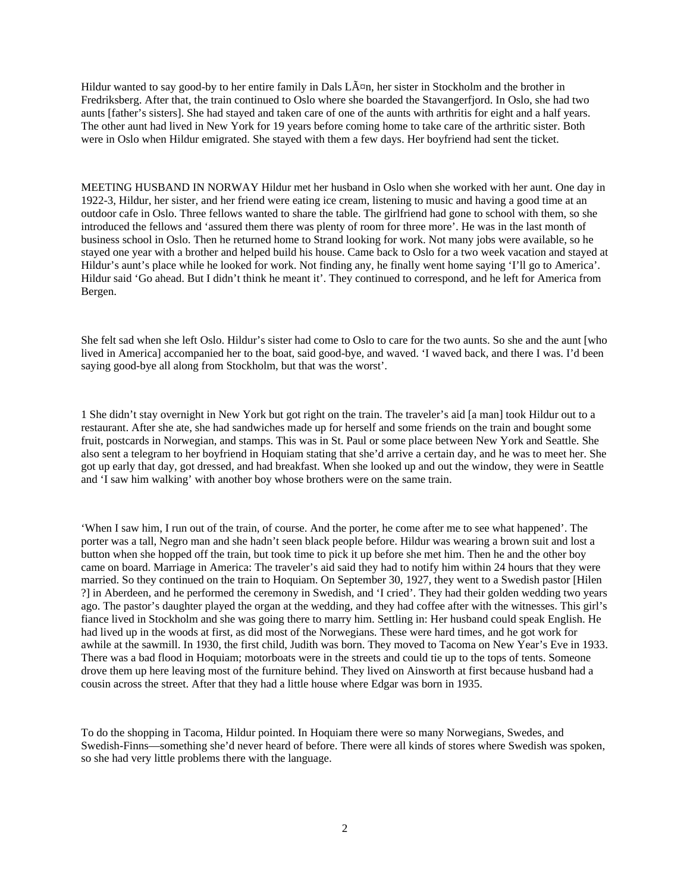Hildur wanted to say good-by to her entire family in Dals LÃ¤n, her sister in Stockholm and the brother in Fredriksberg. After that, the train continued to Oslo where she boarded the Stavangerfjord. In Oslo, she had two aunts [father's sisters]. She had stayed and taken care of one of the aunts with arthritis for eight and a half years. The other aunt had lived in New York for 19 years before coming home to take care of the arthritic sister. Both were in Oslo when Hildur emigrated. She stayed with them a few days. Her boyfriend had sent the ticket.

MEETING HUSBAND IN NORWAY Hildur met her husband in Oslo when she worked with her aunt. One day in 1922-3, Hildur, her sister, and her friend were eating ice cream, listening to music and having a good time at an outdoor cafe in Oslo. Three fellows wanted to share the table. The girlfriend had gone to school with them, so she introduced the fellows and 'assured them there was plenty of room for three more'. He was in the last month of business school in Oslo. Then he returned home to Strand looking for work. Not many jobs were available, so he stayed one year with a brother and helped build his house. Came back to Oslo for a two week vacation and stayed at Hildur's aunt's place while he looked for work. Not finding any, he finally went home saying 'I'll go to America'. Hildur said 'Go ahead. But I didn't think he meant it'. They continued to correspond, and he left for America from Bergen.

She felt sad when she left Oslo. Hildur's sister had come to Oslo to care for the two aunts. So she and the aunt [who lived in America] accompanied her to the boat, said good-bye, and waved. 'I waved back, and there I was. I'd been saying good-bye all along from Stockholm, but that was the worst'.

1 She didn't stay overnight in New York but got right on the train. The traveler's aid [a man] took Hildur out to a restaurant. After she ate, she had sandwiches made up for herself and some friends on the train and bought some fruit, postcards in Norwegian, and stamps. This was in St. Paul or some place between New York and Seattle. She also sent a telegram to her boyfriend in Hoquiam stating that she'd arrive a certain day, and he was to meet her. She got up early that day, got dressed, and had breakfast. When she looked up and out the window, they were in Seattle and 'I saw him walking' with another boy whose brothers were on the same train.

'When I saw him, I run out of the train, of course. And the porter, he come after me to see what happened'. The porter was a tall, Negro man and she hadn't seen black people before. Hildur was wearing a brown suit and lost a button when she hopped off the train, but took time to pick it up before she met him. Then he and the other boy came on board. Marriage in America: The traveler's aid said they had to notify him within 24 hours that they were married. So they continued on the train to Hoquiam. On September 30, 1927, they went to a Swedish pastor [Hilen ?] in Aberdeen, and he performed the ceremony in Swedish, and 'I cried'. They had their golden wedding two years ago. The pastor's daughter played the organ at the wedding, and they had coffee after with the witnesses. This girl's fiance lived in Stockholm and she was going there to marry him. Settling in: Her husband could speak English. He had lived up in the woods at first, as did most of the Norwegians. These were hard times, and he got work for awhile at the sawmill. In 1930, the first child, Judith was born. They moved to Tacoma on New Year's Eve in 1933. There was a bad flood in Hoquiam; motorboats were in the streets and could tie up to the tops of tents. Someone drove them up here leaving most of the furniture behind. They lived on Ainsworth at first because husband had a cousin across the street. After that they had a little house where Edgar was born in 1935.

To do the shopping in Tacoma, Hildur pointed. In Hoquiam there were so many Norwegians, Swedes, and Swedish-Finns—something she'd never heard of before. There were all kinds of stores where Swedish was spoken, so she had very little problems there with the language.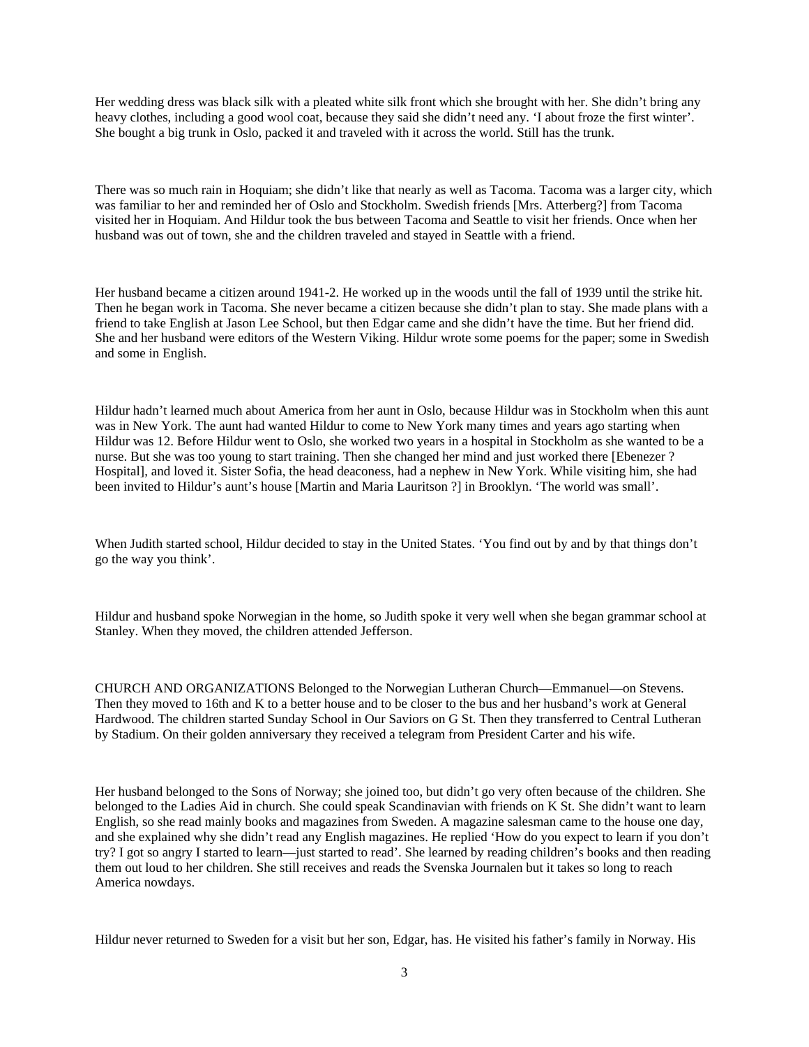Her wedding dress was black silk with a pleated white silk front which she brought with her. She didn't bring any heavy clothes, including a good wool coat, because they said she didn't need any. 'I about froze the first winter'. She bought a big trunk in Oslo, packed it and traveled with it across the world. Still has the trunk.

There was so much rain in Hoquiam; she didn't like that nearly as well as Tacoma. Tacoma was a larger city, which was familiar to her and reminded her of Oslo and Stockholm. Swedish friends [Mrs. Atterberg?] from Tacoma visited her in Hoquiam. And Hildur took the bus between Tacoma and Seattle to visit her friends. Once when her husband was out of town, she and the children traveled and stayed in Seattle with a friend.

Her husband became a citizen around 1941-2. He worked up in the woods until the fall of 1939 until the strike hit. Then he began work in Tacoma. She never became a citizen because she didn't plan to stay. She made plans with a friend to take English at Jason Lee School, but then Edgar came and she didn't have the time. But her friend did. She and her husband were editors of the Western Viking. Hildur wrote some poems for the paper; some in Swedish and some in English.

Hildur hadn't learned much about America from her aunt in Oslo, because Hildur was in Stockholm when this aunt was in New York. The aunt had wanted Hildur to come to New York many times and years ago starting when Hildur was 12. Before Hildur went to Oslo, she worked two years in a hospital in Stockholm as she wanted to be a nurse. But she was too young to start training. Then she changed her mind and just worked there [Ebenezer ? Hospital], and loved it. Sister Sofia, the head deaconess, had a nephew in New York. While visiting him, she had been invited to Hildur's aunt's house [Martin and Maria Lauritson ?] in Brooklyn. 'The world was small'.

When Judith started school, Hildur decided to stay in the United States. 'You find out by and by that things don't go the way you think'.

Hildur and husband spoke Norwegian in the home, so Judith spoke it very well when she began grammar school at Stanley. When they moved, the children attended Jefferson.

CHURCH AND ORGANIZATIONS Belonged to the Norwegian Lutheran Church—Emmanuel—on Stevens. Then they moved to 16th and K to a better house and to be closer to the bus and her husband's work at General Hardwood. The children started Sunday School in Our Saviors on G St. Then they transferred to Central Lutheran by Stadium. On their golden anniversary they received a telegram from President Carter and his wife.

Her husband belonged to the Sons of Norway; she joined too, but didn't go very often because of the children. She belonged to the Ladies Aid in church. She could speak Scandinavian with friends on K St. She didn't want to learn English, so she read mainly books and magazines from Sweden. A magazine salesman came to the house one day, and she explained why she didn't read any English magazines. He replied 'How do you expect to learn if you don't try? I got so angry I started to learn—just started to read'. She learned by reading children's books and then reading them out loud to her children. She still receives and reads the Svenska Journalen but it takes so long to reach America nowdays.

Hildur never returned to Sweden for a visit but her son, Edgar, has. He visited his father's family in Norway. His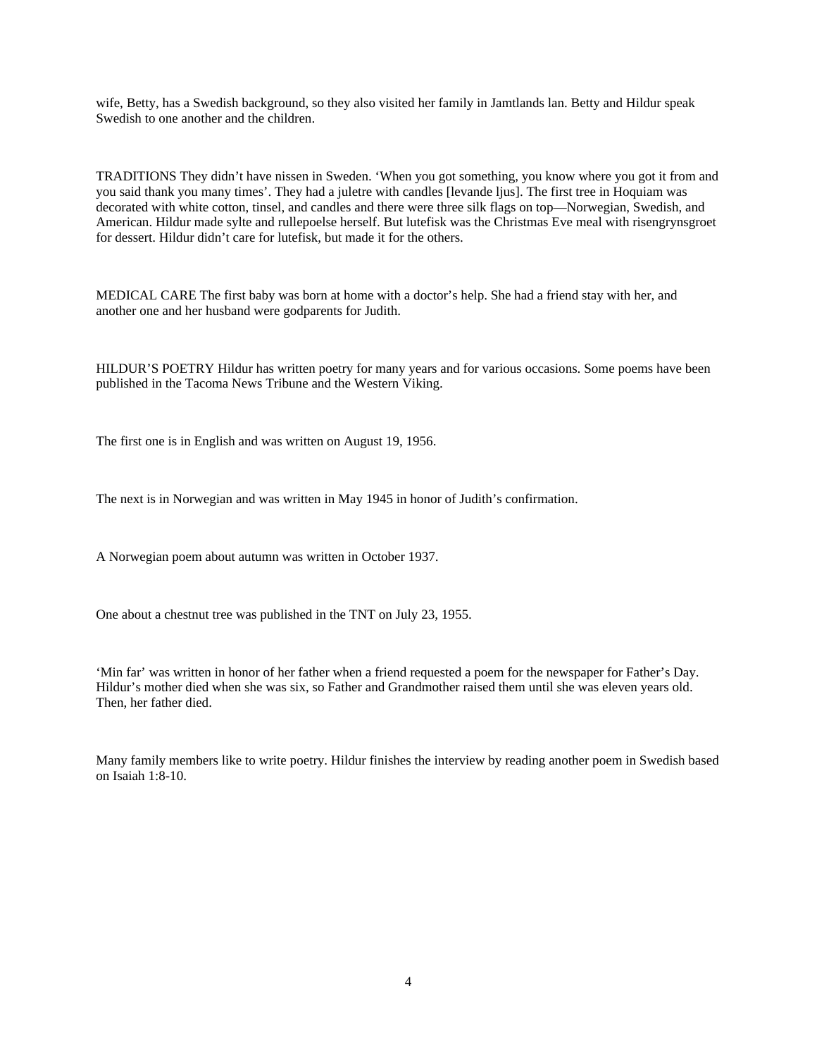wife, Betty, has a Swedish background, so they also visited her family in Jamtlands lan. Betty and Hildur speak Swedish to one another and the children.

TRADITIONS They didn't have nissen in Sweden. 'When you got something, you know where you got it from and you said thank you many times'. They had a juletre with candles [levande ljus]. The first tree in Hoquiam was decorated with white cotton, tinsel, and candles and there were three silk flags on top—Norwegian, Swedish, and American. Hildur made sylte and rullepoelse herself. But lutefisk was the Christmas Eve meal with risengrynsgroet for dessert. Hildur didn't care for lutefisk, but made it for the others.

MEDICAL CARE The first baby was born at home with a doctor's help. She had a friend stay with her, and another one and her husband were godparents for Judith.

HILDUR'S POETRY Hildur has written poetry for many years and for various occasions. Some poems have been published in the Tacoma News Tribune and the Western Viking.

The first one is in English and was written on August 19, 1956.

The next is in Norwegian and was written in May 1945 in honor of Judith's confirmation.

A Norwegian poem about autumn was written in October 1937.

One about a chestnut tree was published in the TNT on July 23, 1955.

'Min far' was written in honor of her father when a friend requested a poem for the newspaper for Father's Day. Hildur's mother died when she was six, so Father and Grandmother raised them until she was eleven years old. Then, her father died.

Many family members like to write poetry. Hildur finishes the interview by reading another poem in Swedish based on Isaiah 1:8-10.